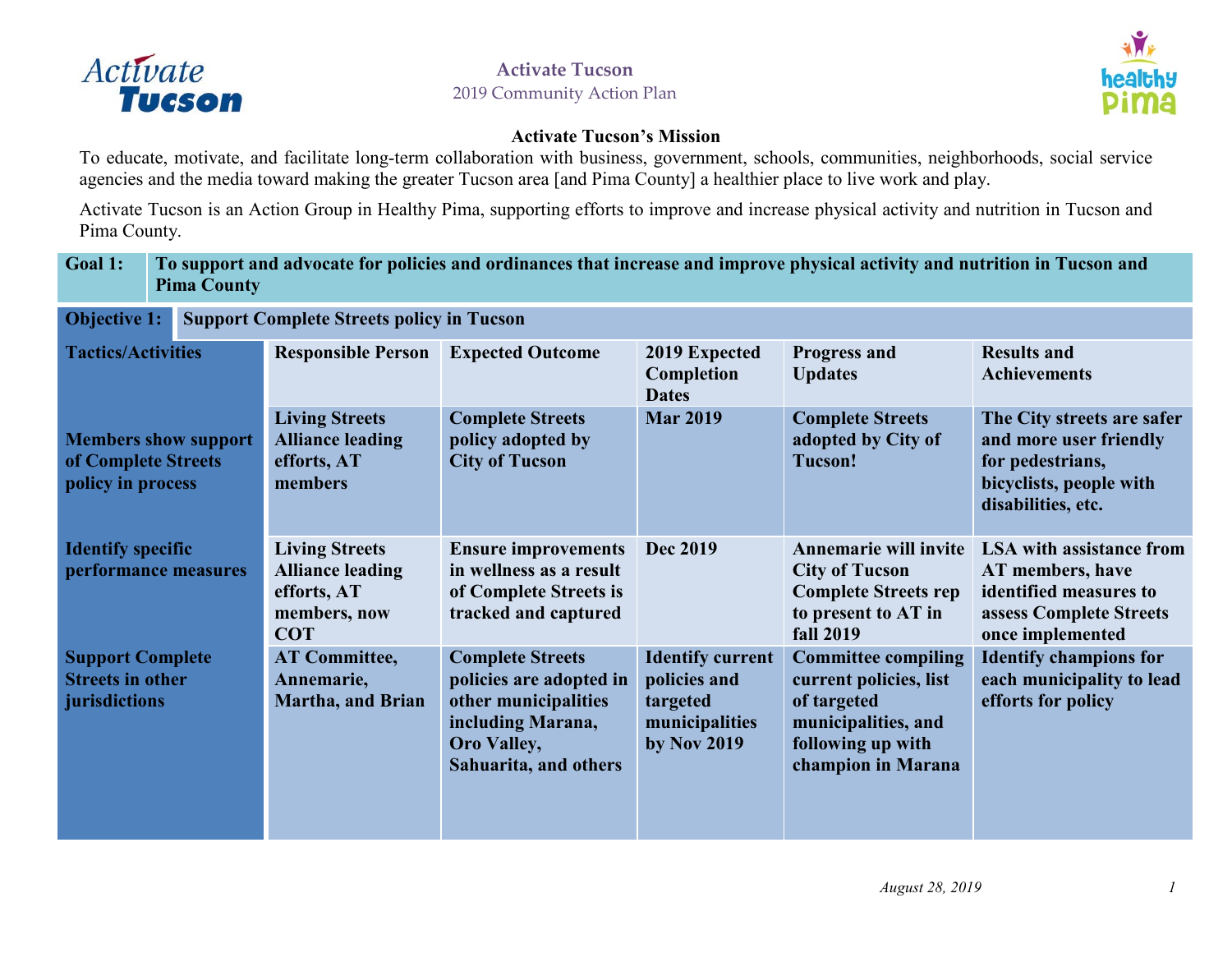# Activate Tucson
2019 Community Action Plan

## Activate Tucson's Mission

To educate, motivate, and facilitate long-term collaboration with business, government, schools, communities, neighborhoods, social service agencies and the media toward making the greater Tucson area [and Pima County] a healthier place to live work and play.

Activate Tucson is an Action Group in Healthy Pima, supporting efforts to improve and increase physical activity and nutrition in Tucson and Pima County.

| **Goal 1:** | **To support and advocate for policies and ordinances that increase and improve physical activity and nutrition in Tucson and Pima County** | | | | |
|---|---|---|---|---|---|
| **Objective 1:** | **Support Complete Streets policy in Tucson** | | | | |
| **Tactics/Activities** | **Responsible Person** | **Expected Outcome** | **2019 Expected Completion Dates** | **Progress and Updates** | **Results and Achievements** |
| **Members show support of Complete Streets policy in process** | **Living Streets Alliance leading efforts, AT members** | **Complete Streets policy adopted by City of Tucson** | **Mar 2019** | **Complete Streets adopted by City of Tucson!** | **The City streets are safer and more user friendly for pedestrians, bicyclists, people with disabilities, etc.** |
| **Identify specific performance measures** | **Living Streets Alliance leading efforts, AT members, now COT** | **Ensure improvements in wellness as a result of Complete Streets is tracked and captured** | **Dec 2019** | **Annemarie will invite City of Tucson Complete Streets rep to present to AT in fall 2019** | **LSA with assistance from AT members, have identified measures to assess Complete Streets once implemented** |
| **Support Complete Streets in other jurisdictions** | **AT Committee, Annemarie, Martha, and Brian** | **Complete Streets policies are adopted in other municipalities including Marana, Oro Valley, Sahuarita, and others** | **Identify current policies and targeted municipalities by Nov 2019** | **Committee compiling current policies, list of targeted municipalities, and following up with champion in Marana** | **Identify champions for each municipality to lead efforts for policy** |

*August 28, 2019*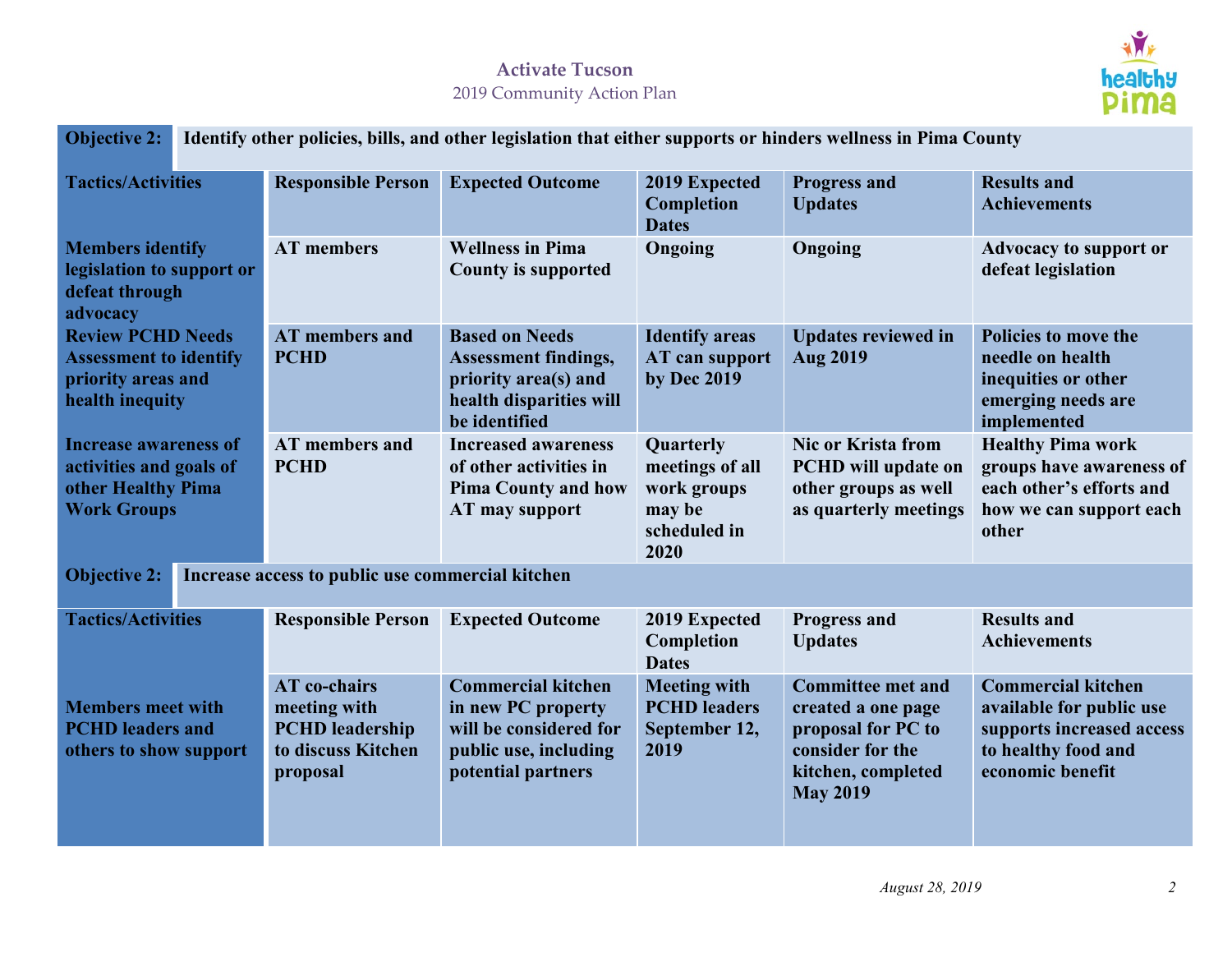| **Objective 2:** | **Identify other policies, bills, and other legislation that either supports or hinders wellness in Pima County** | | | | |
|---|---|---|---|---|---|
| **Tactics/Activities** | **Responsible Person** | **Expected Outcome** | **2019 Expected Completion Dates** | **Progress and Updates** | **Results and Achievements** |
| **Members identify legislation to support or defeat through advocacy** | **AT members** | **Wellness in Pima County is supported** | **Ongoing** | **Ongoing** | **Advocacy to support or defeat legislation** |
| **Review PCHD Needs Assessment to identify priority areas and health inequity** | **AT members and PCHD** | **Based on Needs Assessment findings, priority area(s) and health disparities will be identified** | **Identify areas AT can support by Dec 2019** | **Updates reviewed in Aug 2019** | **Policies to move the needle on health inequities or other emerging needs are implemented** |
| **Increase awareness of activities and goals of other Healthy Pima Work Groups** | **AT members and PCHD** | **Increased awareness of other activities in Pima County and how AT may support** | **Quarterly meetings of all work groups may be scheduled in 2020** | **Nic or Krista from PCHD will update on other groups as well as quarterly meetings** | **Healthy Pima work groups have awareness of each other's efforts and how we can support each other** |

| **Objective 2:** | **Increase access to public use commercial kitchen** | | | | |
|---|---|---|---|---|---|
| **Tactics/Activities** | **Responsible Person** | **Expected Outcome** | **2019 Expected Completion Dates** | **Progress and Updates** | **Results and Achievements** |
| **Members meet with PCHD leaders and others to show support** | **AT co-chairs meeting with PCHD leadership to discuss Kitchen proposal** | **Commercial kitchen in new PC property will be considered for public use, including potential partners** | **Meeting with PCHD leaders September 12, 2019** | **Committee met and created a one page proposal for PC to consider for the kitchen, completed May 2019** | **Commercial kitchen available for public use supports increased access to healthy food and economic benefit** |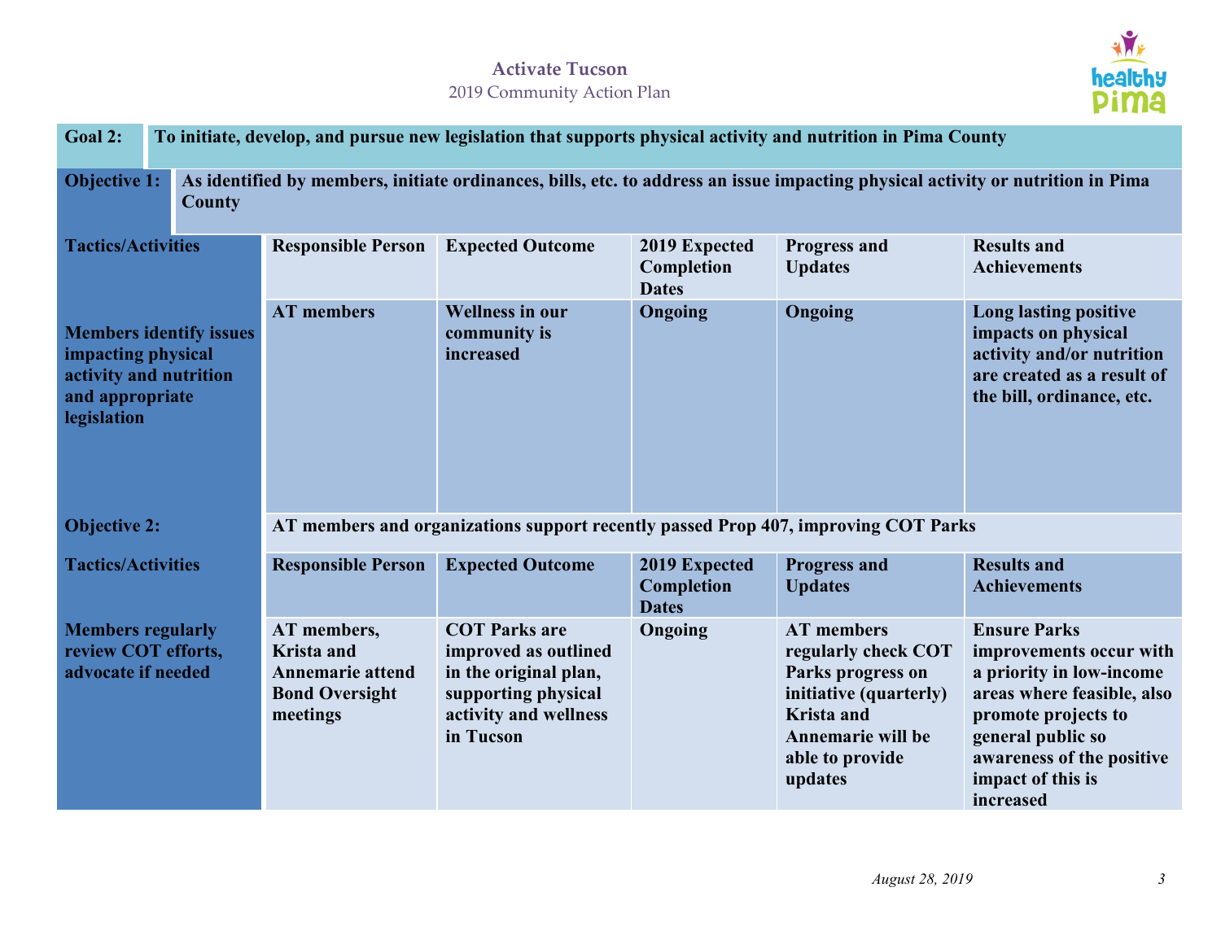**Activate Tucson**
2019 Community Action Plan

| **Goal 2:** | **To initiate, develop, and pursue new legislation that supports physical activity and nutrition in Pima County** | | | | |
|---|---|---|---|---|---|
| **Objective 1:** | **As identified by members, initiate ordinances, bills, etc. to address an issue impacting physical activity or nutrition in Pima County** | | | | |
| **Tactics/Activities** | **Responsible Person** | **Expected Outcome** | **2019 Expected Completion Dates** | **Progress and Updates** | **Results and Achievements** |
| **Members identify issues impacting physical activity and nutrition and appropriate legislation** | **AT members** | **Wellness in our community is increased** | **Ongoing** | **Ongoing** | **Long lasting positive impacts on physical activity and/or nutrition are created as a result of the bill, ordinance, etc.** |
| **Objective 2:** | **AT members and organizations support recently passed Prop 407, improving COT Parks** | | | | |
| **Tactics/Activities** | **Responsible Person** | **Expected Outcome** | **2019 Expected Completion Dates** | **Progress and Updates** | **Results and Achievements** |
| **Members regularly review COT efforts, advocate if needed** | **AT members, Krista and Annemarie attend Bond Oversight meetings** | **COT Parks are improved as outlined in the original plan, supporting physical activity and wellness in Tucson** | **Ongoing** | **AT members regularly check COT Parks progress on initiative (quarterly) Krista and Annemarie will be able to provide updates** | **Ensure Parks improvements occur with a priority in low-income areas where feasible, also promote projects to general public so awareness of the positive impact of this is increased** |

*August 28, 2019*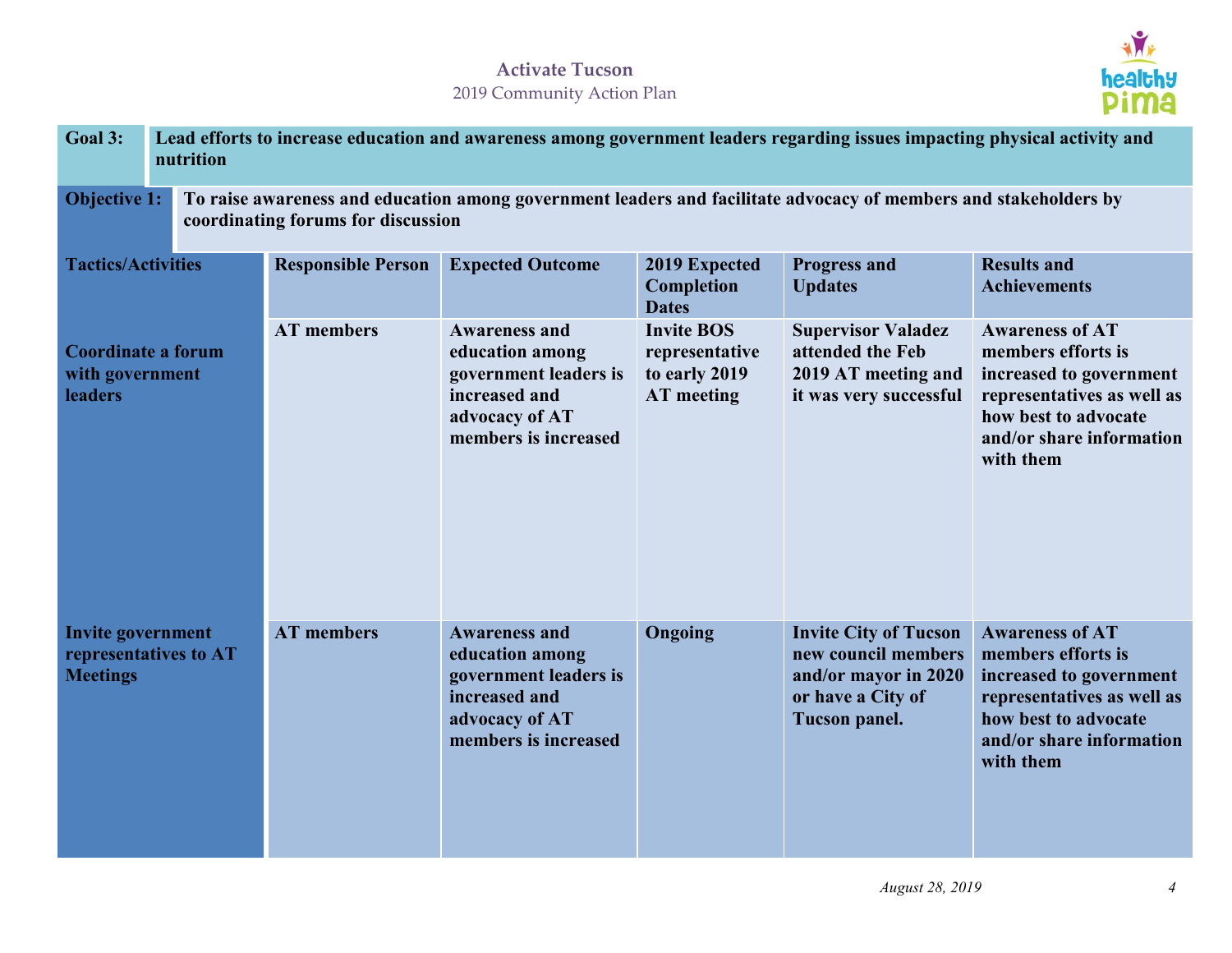| Goal 3: | Lead efforts to increase education and awareness among government leaders regarding issues impacting physical activity and nutrition | | | | |
|---|---|---|---|---|---|
| **Objective 1:** | **To raise awareness and education among government leaders and facilitate advocacy of members and stakeholders by coordinating forums for discussion** | | | | |
| **Tactics/Activities** | **Responsible Person** | **Expected Outcome** | **2019 Expected Completion Dates** | **Progress and Updates** | **Results and Achievements** |
| **Coordinate a forum with government leaders** | **AT members** | **Awareness and education among government leaders is increased and advocacy of AT members is increased** | **Invite BOS representative to early 2019 AT meeting** | **Supervisor Valadez attended the Feb 2019 AT meeting and it was very successful** | **Awareness of AT members efforts is increased to government representatives as well as how best to advocate and/or share information with them** |
| **Invite government representatives to AT Meetings** | **AT members** | **Awareness and education among government leaders is increased and advocacy of AT members is increased** | **Ongoing** | **Invite City of Tucson new council members and/or mayor in 2020 or have a City of Tucson panel.** | **Awareness of AT members efforts is increased to government representatives as well as how best to advocate and/or share information with them** |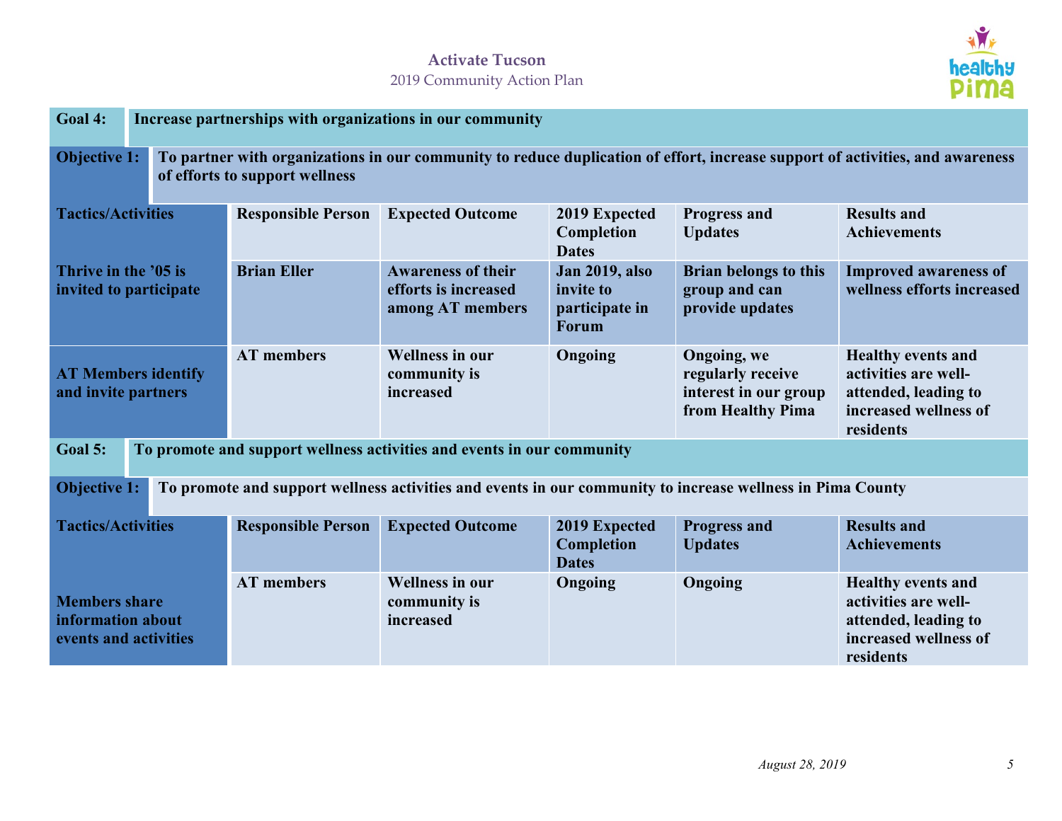**Activate Tucson**
2019 Community Action Plan

**Goal 4:** **Increase partnerships with organizations in our community**

**Objective 1:** **To partner with organizations in our community to reduce duplication of effort, increase support of activities, and awareness of efforts to support wellness**

| Tactics/Activities | Responsible Person | Expected Outcome | 2019 Expected Completion Dates | Progress and Updates | Results and Achievements |
|---|---|---|---|---|---|
| Thrive in the '05 is invited to participate | Brian Eller | Awareness of their efforts is increased among AT members | Jan 2019, also invite to participate in Forum | Brian belongs to this group and can provide updates | Improved awareness of wellness efforts increased |
| AT Members identify and invite partners | AT members | Wellness in our community is increased | Ongoing | Ongoing, we regularly receive interest in our group from Healthy Pima | Healthy events and activities are well-attended, leading to increased wellness of residents |

**Goal 5:** **To promote and support wellness activities and events in our community**

**Objective 1:** **To promote and support wellness activities and events in our community to increase wellness in Pima County**

| Tactics/Activities | Responsible Person | Expected Outcome | 2019 Expected Completion Dates | Progress and Updates | Results and Achievements |
|---|---|---|---|---|---|
| Members share information about events and activities | AT members | Wellness in our community is increased | Ongoing | Ongoing | Healthy events and activities are well-attended, leading to increased wellness of residents |

*August 28, 2019*